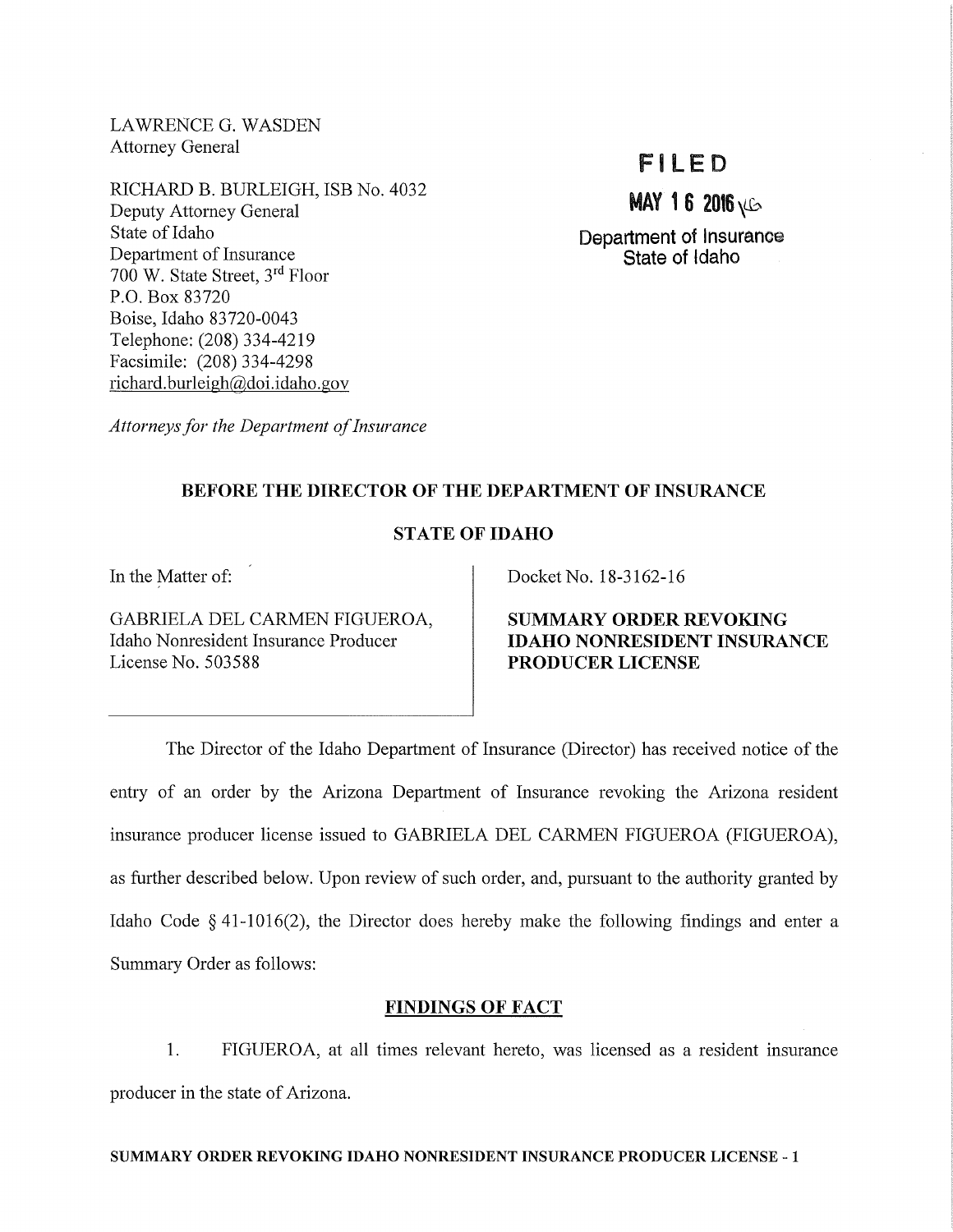LAWRENCE G. WASDEN
Attorney General

RICHARD B. BURLEIGH, ISB No. 4032
Deputy Attorney General
State of Idaho
Department of Insurance
700 W. State Street, 3rd Floor
P.O. Box 83720
Boise, Idaho 83720-0043
Telephone: (208) 334-4219
Facsimile: (208) 334-4298
richard.burleigh@doi.idaho.gov

*Attorneys for the Department of Insurance*

**FILED**
**MAY 16 2016**
**Department of Insurance**
**State of Idaho**

**BEFORE THE DIRECTOR OF THE DEPARTMENT OF INSURANCE**

**STATE OF IDAHO**

| In the Matter of: GABRIELA DEL CARMEN FIGUEROA, Idaho Nonresident Insurance Producer License No. 503588 | Docket No. 18-3162-16 **SUMMARY ORDER REVOKING IDAHO NONRESIDENT INSURANCE PRODUCER LICENSE** |
|---|---|

The Director of the Idaho Department of Insurance (Director) has received notice of the entry of an order by the Arizona Department of Insurance revoking the Arizona resident insurance producer license issued to GABRIELA DEL CARMEN FIGUEROA (FIGUEROA), as further described below. Upon review of such order, and, pursuant to the authority granted by Idaho Code § 41-1016(2), the Director does hereby make the following findings and enter a Summary Order as follows:

## FINDINGS OF FACT

1. FIGUEROA, at all times relevant hereto, was licensed as a resident insurance producer in the state of Arizona.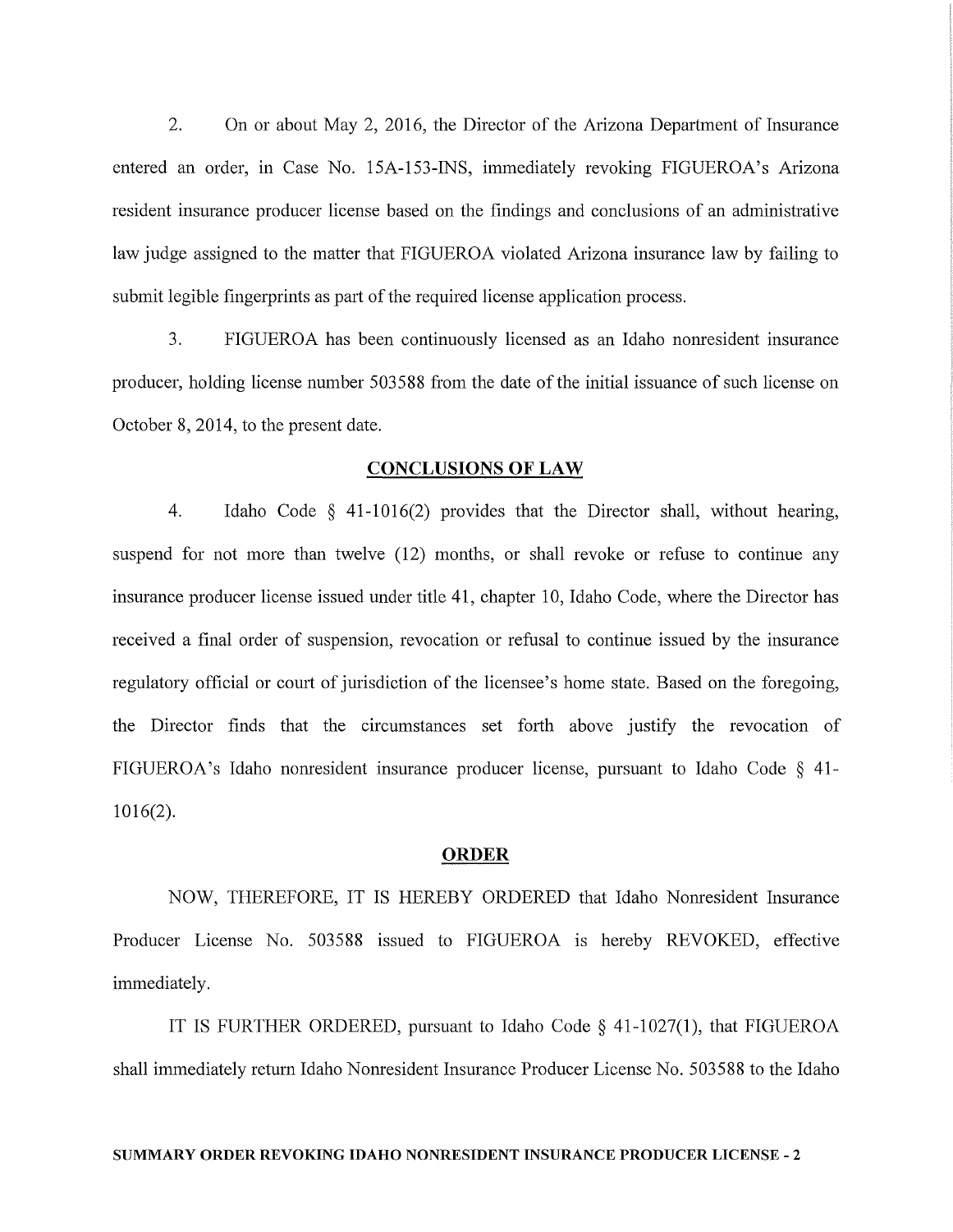2. On or about May 2, 2016, the Director of the Arizona Department of Insurance entered an order, in Case No. 15A-153-INS, immediately revoking FIGUEROA's Arizona resident insurance producer license based on the findings and conclusions of an administrative law judge assigned to the matter that FIGUEROA violated Arizona insurance law by failing to submit legible fingerprints as part of the required license application process.

3. FIGUEROA has been continuously licensed as an Idaho nonresident insurance producer, holding license number 503588 from the date of the initial issuance of such license on October 8, 2014, to the present date.

## CONCLUSIONS OF LAW

4. Idaho Code § 41-1016(2) provides that the Director shall, without hearing, suspend for not more than twelve (12) months, or shall revoke or refuse to continue any insurance producer license issued under title 41, chapter 10, Idaho Code, where the Director has received a final order of suspension, revocation or refusal to continue issued by the insurance regulatory official or court of jurisdiction of the licensee's home state. Based on the foregoing, the Director finds that the circumstances set forth above justify the revocation of FIGUEROA's Idaho nonresident insurance producer license, pursuant to Idaho Code § 41-1016(2).

## ORDER

NOW, THEREFORE, IT IS HEREBY ORDERED that Idaho Nonresident Insurance Producer License No. 503588 issued to FIGUEROA is hereby REVOKED, effective immediately.

IT IS FURTHER ORDERED, pursuant to Idaho Code § 41-1027(1), that FIGUEROA shall immediately return Idaho Nonresident Insurance Producer License No. 503588 to the Idaho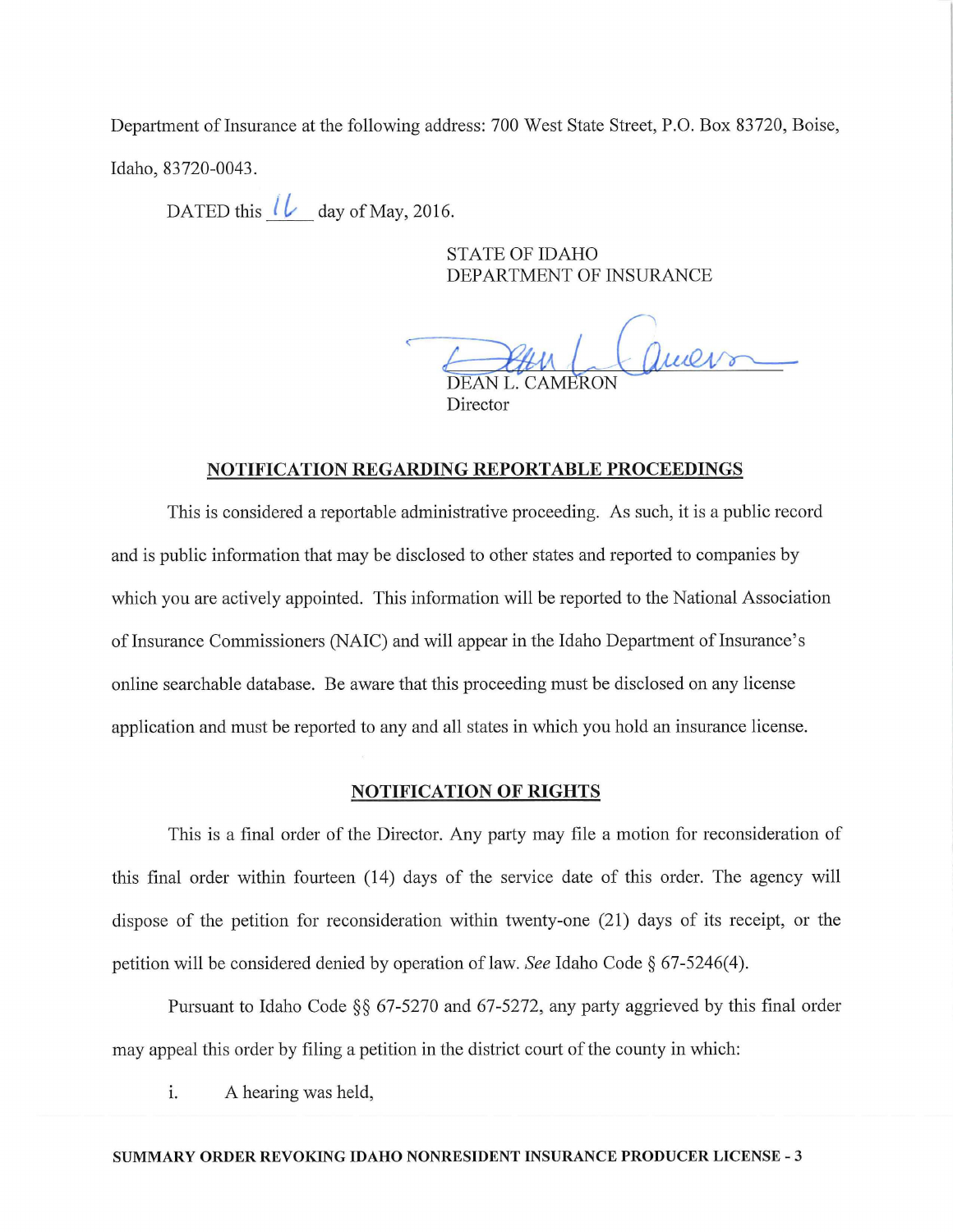Department of Insurance at the following address: 700 West State Street, P.O. Box 83720, Boise, Idaho, 83720-0043.

DATED this 16 day of May, 2016.

STATE OF IDAHO
DEPARTMENT OF INSURANCE

DEAN L. CAMERON
Director

## NOTIFICATION REGARDING REPORTABLE PROCEEDINGS

This is considered a reportable administrative proceeding. As such, it is a public record and is public information that may be disclosed to other states and reported to companies by which you are actively appointed. This information will be reported to the National Association of Insurance Commissioners (NAIC) and will appear in the Idaho Department of Insurance's online searchable database. Be aware that this proceeding must be disclosed on any license application and must be reported to any and all states in which you hold an insurance license.

## NOTIFICATION OF RIGHTS

This is a final order of the Director. Any party may file a motion for reconsideration of this final order within fourteen (14) days of the service date of this order. The agency will dispose of the petition for reconsideration within twenty-one (21) days of its receipt, or the petition will be considered denied by operation of law. *See* Idaho Code § 67-5246(4).

Pursuant to Idaho Code §§ 67-5270 and 67-5272, any party aggrieved by this final order may appeal this order by filing a petition in the district court of the county in which:

i. A hearing was held,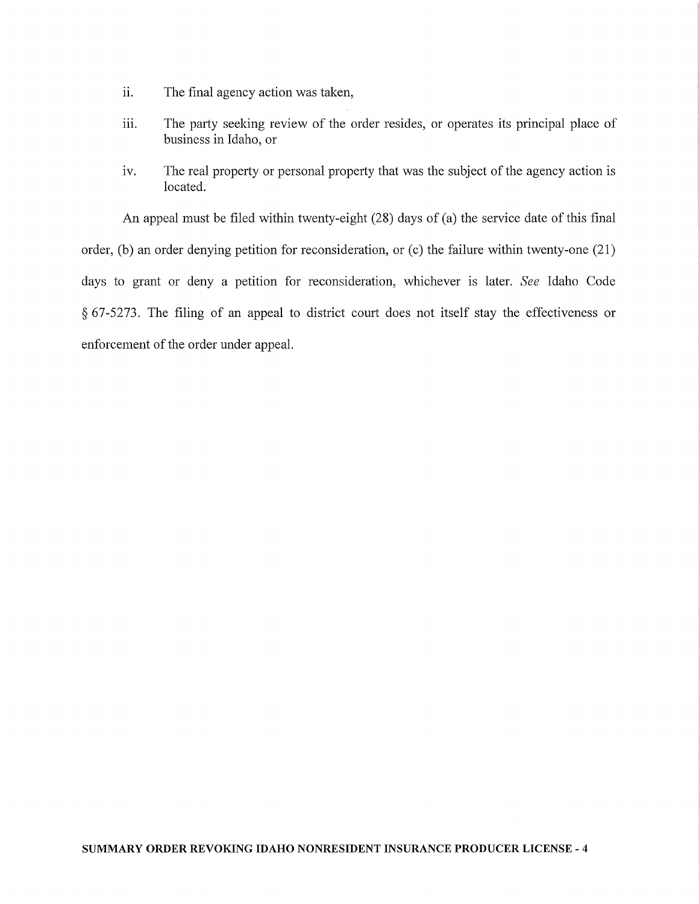ii. The final agency action was taken,

iii. The party seeking review of the order resides, or operates its principal place of business in Idaho, or

iv. The real property or personal property that was the subject of the agency action is located.

An appeal must be filed within twenty-eight (28) days of (a) the service date of this final order, (b) an order denying petition for reconsideration, or (c) the failure within twenty-one (21) days to grant or deny a petition for reconsideration, whichever is later. *See* Idaho Code § 67-5273. The filing of an appeal to district court does not itself stay the effectiveness or enforcement of the order under appeal.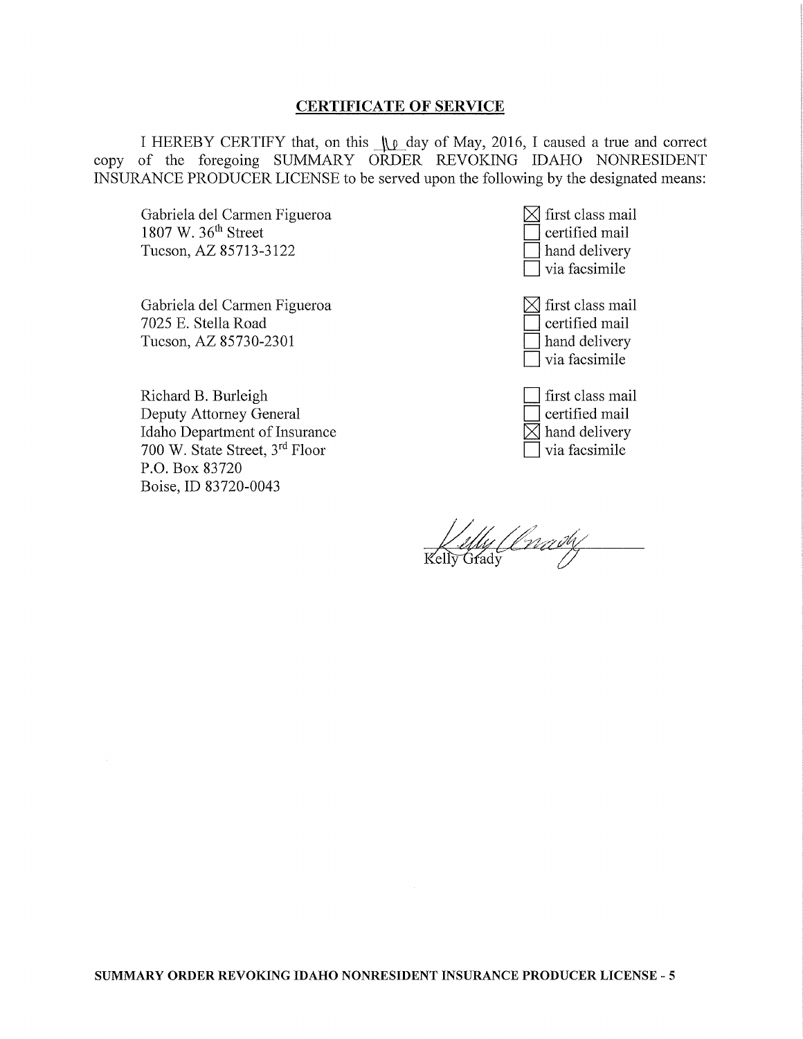## CERTIFICATE OF SERVICE

I HEREBY CERTIFY that, on this 16 day of May, 2016, I caused a true and correct copy of the foregoing SUMMARY ORDER REVOKING IDAHO NONRESIDENT INSURANCE PRODUCER LICENSE to be served upon the following by the designated means:

| | |
|---|---|
| Gabriela del Carmen Figueroa<br>1807 W. 36th Street<br>Tucson, AZ 85713-3122 | ☒ first class mail<br>☐ certified mail<br>☐ hand delivery<br>☐ via facsimile |
| Gabriela del Carmen Figueroa<br>7025 E. Stella Road<br>Tucson, AZ 85730-2301 | ☒ first class mail<br>☐ certified mail<br>☐ hand delivery<br>☐ via facsimile |
| Richard B. Burleigh<br>Deputy Attorney General<br>Idaho Department of Insurance<br>700 W. State Street, 3rd Floor<br>P.O. Box 83720<br>Boise, ID 83720-0043 | ☐ first class mail<br>☐ certified mail<br>☒ hand delivery<br>☐ via facsimile |

Kelly Grady